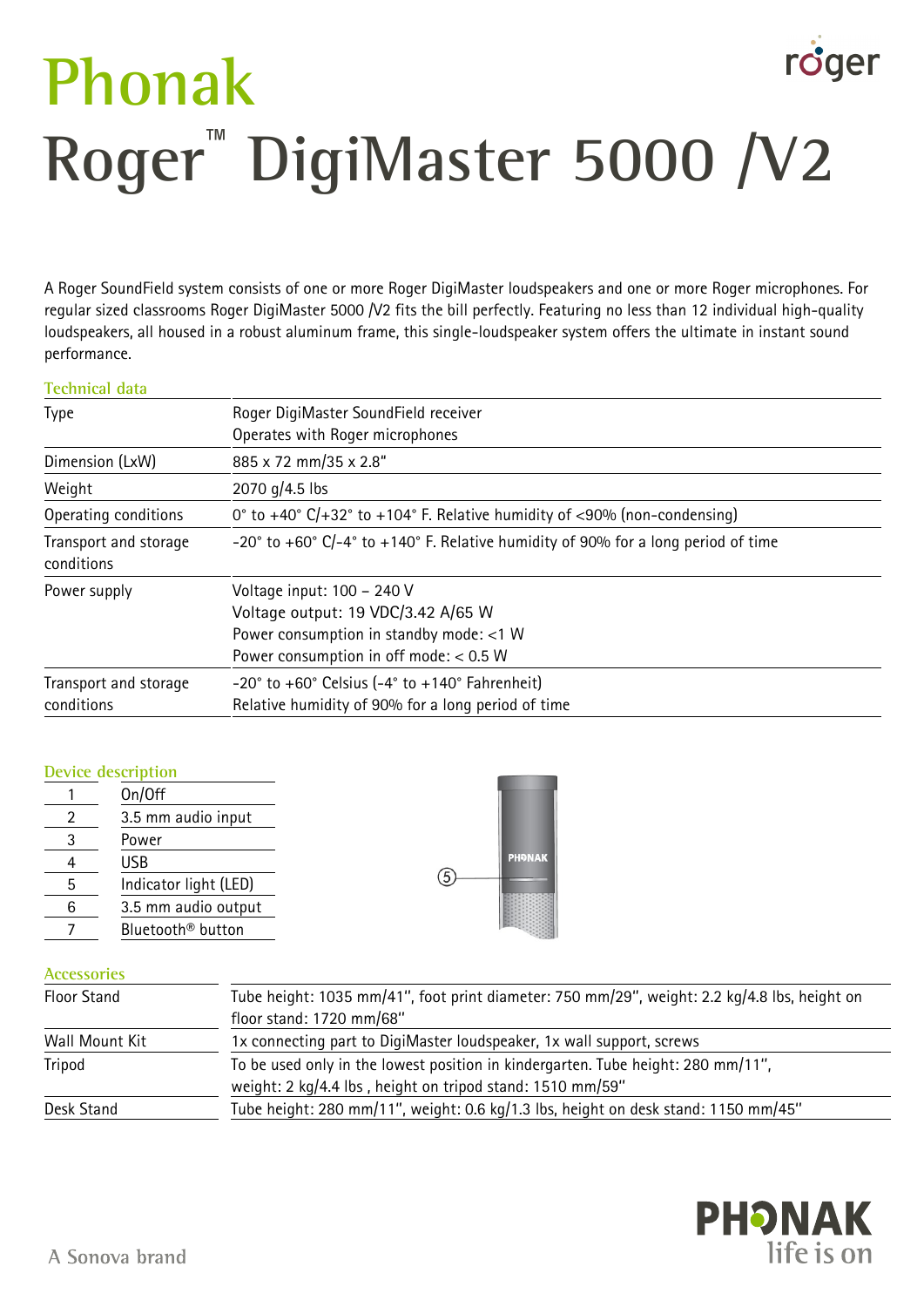# Phonak

# Roger™ DigiMaster 5000 /V2

A Roger SoundField system consists of one or more Roger DigiMaster loudspeakers and one or more Roger microphones. For regular sized classrooms Roger DigiMaster 5000 /V2 fits the bill perfectly. Featuring no less than 12 individual high-quality loudspeakers, all housed in a robust aluminum frame, this single-loudspeaker system offers the ultimate in instant sound performance.

## Technical data

| | |
|---|---|
| Type | Roger DigiMaster SoundField receiver<br>Operates with Roger microphones |
| Dimension (LxW) | 885 x 72 mm/35 x 2.8" |
| Weight | 2070 g/4.5 lbs |
| Operating conditions | 0° to +40° C/+32° to +104° F. Relative humidity of <90% (non-condensing) |
| Transport and storage conditions | -20° to +60° C/-4° to +140° F. Relative humidity of 90% for a long period of time |
| Power supply | Voltage input: 100 – 240 V<br>Voltage output: 19 VDC/3.42 A/65 W<br>Power consumption in standby mode: <1 W<br>Power consumption in off mode: < 0.5 W |
| Transport and storage conditions | -20° to +60° Celsius (-4° to +140° Fahrenheit)<br>Relative humidity of 90% for a long period of time |

## Device description

| | |
|---|---|
| 1 | On/Off |
| 2 | 3.5 mm audio input |
| 3 | Power |
| 4 | USB |
| 5 | Indicator light (LED) |
| 6 | 3.5 mm audio output |
| 7 | Bluetooth® button |

## Accessories

| | |
|---|---|
| Floor Stand | Tube height: 1035 mm/41", foot print diameter: 750 mm/29", weight: 2.2 kg/4.8 lbs, height on floor stand: 1720 mm/68" |
| Wall Mount Kit | 1x connecting part to DigiMaster loudspeaker, 1x wall support, screws |
| Tripod | To be used only in the lowest position in kindergarten. Tube height: 280 mm/11", weight: 2 kg/4.4 lbs , height on tripod stand: 1510 mm/59" |
| Desk Stand | Tube height: 280 mm/11", weight: 0.6 kg/1.3 lbs, height on desk stand: 1150 mm/45" |

A Sonova brand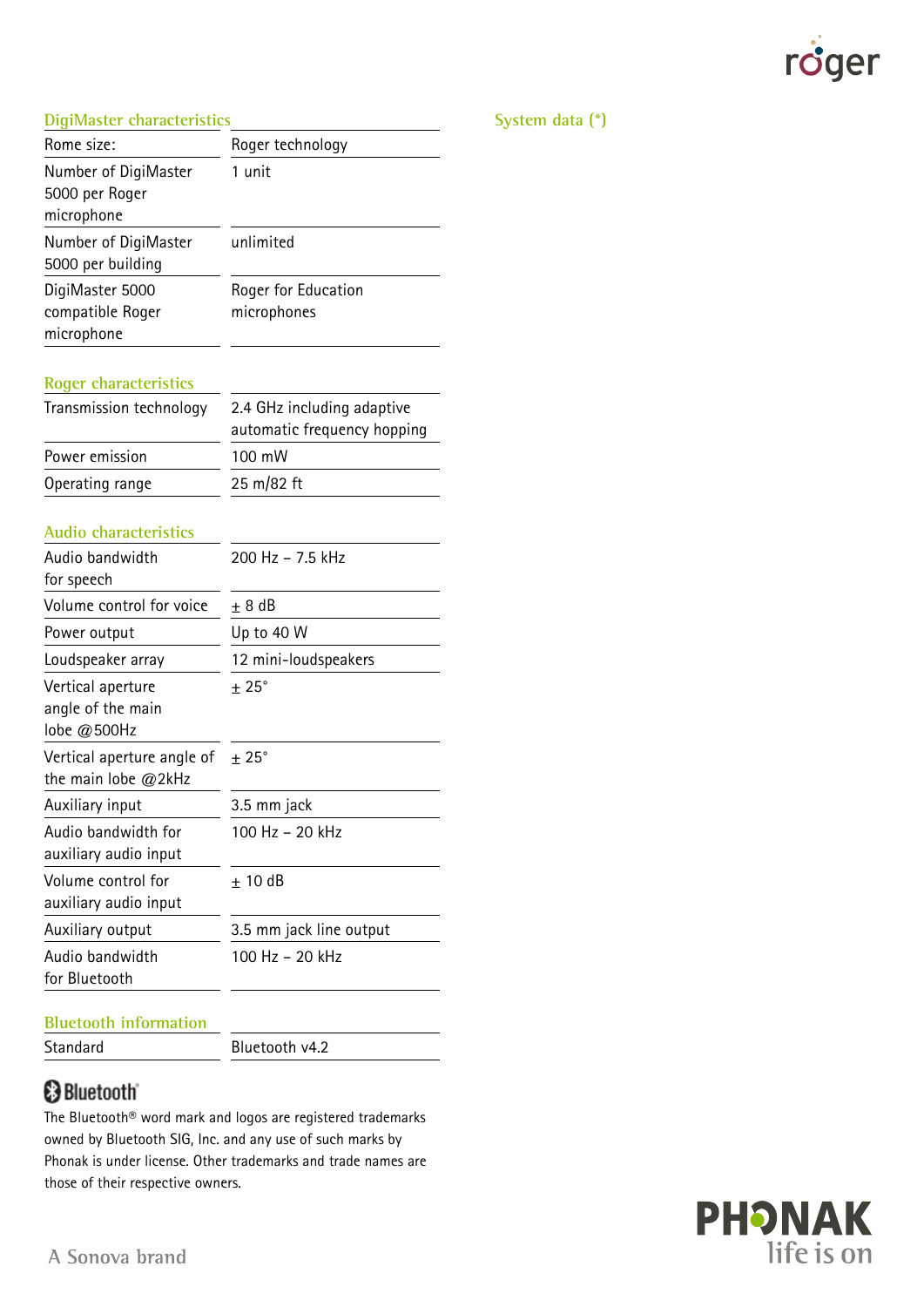## DigiMaster characteristics

| | |
|---|---|
| Rome size: | Roger technology |
| Number of DigiMaster 5000 per Roger microphone | 1 unit |
| Number of DigiMaster 5000 per building | unlimited |
| DigiMaster 5000 compatible Roger microphone | Roger for Education microphones |

## Roger characteristics

| | |
|---|---|
| Transmission technology | 2.4 GHz including adaptive automatic frequency hopping |
| Power emission | 100 mW |
| Operating range | 25 m/82 ft |

## Audio characteristics

| | |
|---|---|
| Audio bandwidth for speech | 200 Hz – 7.5 kHz |
| Volume control for voice | ± 8 dB |
| Power output | Up to 40 W |
| Loudspeaker array | 12 mini-loudspeakers |
| Vertical aperture angle of the main lobe @500Hz | ± 25° |
| Vertical aperture angle of the main lobe @2kHz | ± 25° |
| Auxiliary input | 3.5 mm jack |
| Audio bandwidth for auxiliary audio input | 100 Hz – 20 kHz |
| Volume control for auxiliary audio input | ± 10 dB |
| Auxiliary output | 3.5 mm jack line output |
| Audio bandwidth for Bluetooth | 100 Hz – 20 kHz |

## Bluetooth information

| | |
|---|---|
| Standard | Bluetooth v4.2 |

Bluetooth

The Bluetooth® word mark and logos are registered trademarks owned by Bluetooth SIG, Inc. and any use of such marks by Phonak is under license. Other trademarks and trade names are those of their respective owners.

## System data (*)

A Sonova brand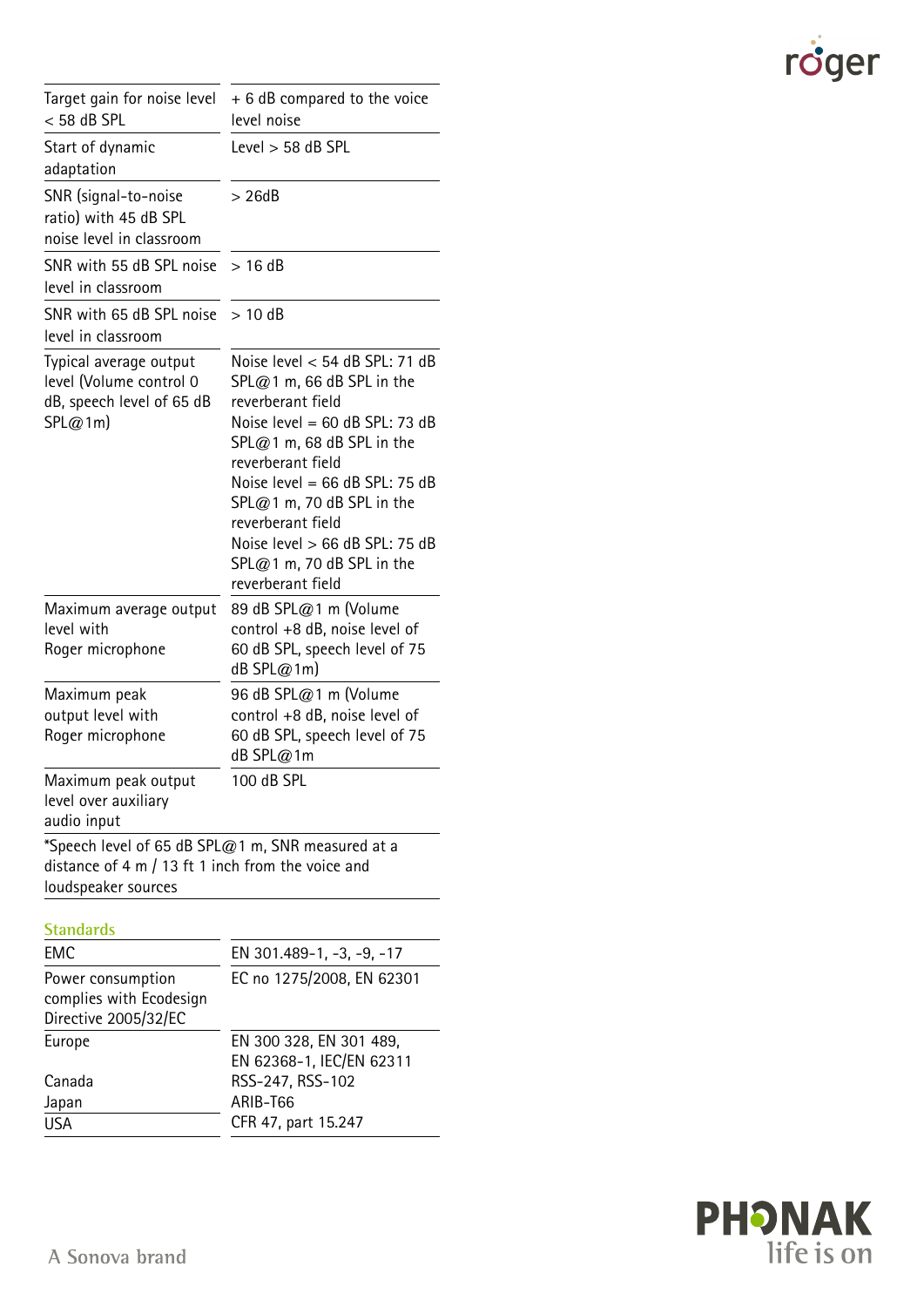| | |
|---|---|
| Target gain for noise level < 58 dB SPL | + 6 dB compared to the voice level noise |
| Start of dynamic adaptation | Level > 58 dB SPL |
| SNR (signal-to-noise ratio) with 45 dB SPL noise level in classroom | > 26dB |
| SNR with 55 dB SPL noise level in classroom | > 16 dB |
| SNR with 65 dB SPL noise level in classroom | > 10 dB |
| Typical average output level (Volume control 0 dB, speech level of 65 dB SPL@1m) | Noise level < 54 dB SPL: 71 dB SPL@1 m, 66 dB SPL in the reverberant field<br>Noise level = 60 dB SPL: 73 dB SPL@1 m, 68 dB SPL in the reverberant field<br>Noise level = 66 dB SPL: 75 dB SPL@1 m, 70 dB SPL in the reverberant field<br>Noise level > 66 dB SPL: 75 dB SPL@1 m, 70 dB SPL in the reverberant field |
| Maximum average output level with Roger microphone | 89 dB SPL@1 m (Volume control +8 dB, noise level of 60 dB SPL, speech level of 75 dB SPL@1m) |
| Maximum peak output level with Roger microphone | 96 dB SPL@1 m (Volume control +8 dB, noise level of 60 dB SPL, speech level of 75 dB SPL@1m |
| Maximum peak output level over auxiliary audio input | 100 dB SPL |

*Speech level of 65 dB SPL@1 m, SNR measured at a distance of 4 m / 13 ft 1 inch from the voice and loudspeaker sources

## Standards

| | |
|---|---|
| EMC | EN 301.489-1, -3, -9, -17 |
| Power consumption complies with Ecodesign Directive 2005/32/EC | EC no 1275/2008, EN 62301 |
| Europe | EN 300 328, EN 301 489, EN 62368-1, IEC/EN 62311 |
| Canada | RSS-247, RSS-102 |
| Japan | ARIB-T66 |
| USA | CFR 47, part 15.247 |

A Sonova brand